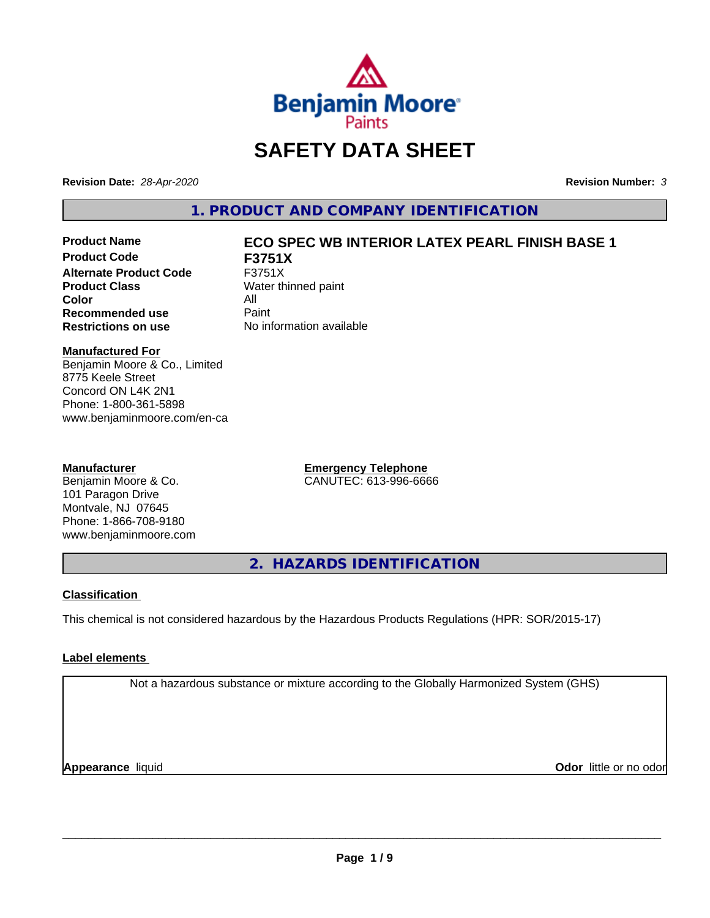# SAFETY DATA SHEET

**Revision Date:** *28-Apr-2020* **Revision Number:** *3*

## 1. PRODUCT AND COMPANY IDENTIFICATION

| | |
|---|---|
| **Product Name** | **ECO SPEC WB INTERIOR LATEX PEARL FINISH BASE 1** |
| **Product Code** | **F3751X** |
| **Alternate Product Code** | F3751X |
| **Product Class** | Water thinned paint |
| **Color** | All |
| **Recommended use** | Paint |
| **Restrictions on use** | No information available |

**Manufactured For**
Benjamin Moore & Co., Limited
8775 Keele Street
Concord ON L4K 2N1
Phone: 1-800-361-5898
www.benjaminmoore.com/en-ca

**Manufacturer**
Benjamin Moore & Co.
101 Paragon Drive
Montvale, NJ 07645
Phone: 1-866-708-9180
www.benjaminmoore.com

**Emergency Telephone**
CANUTEC: 613-996-6666

## 2. HAZARDS IDENTIFICATION

**Classification**

This chemical is not considered hazardous by the Hazardous Products Regulations (HPR: SOR/2015-17)

**Label elements**

Not a hazardous substance or mixture according to the Globally Harmonized System (GHS)

**Appearance** liquid **Odor** little or no odor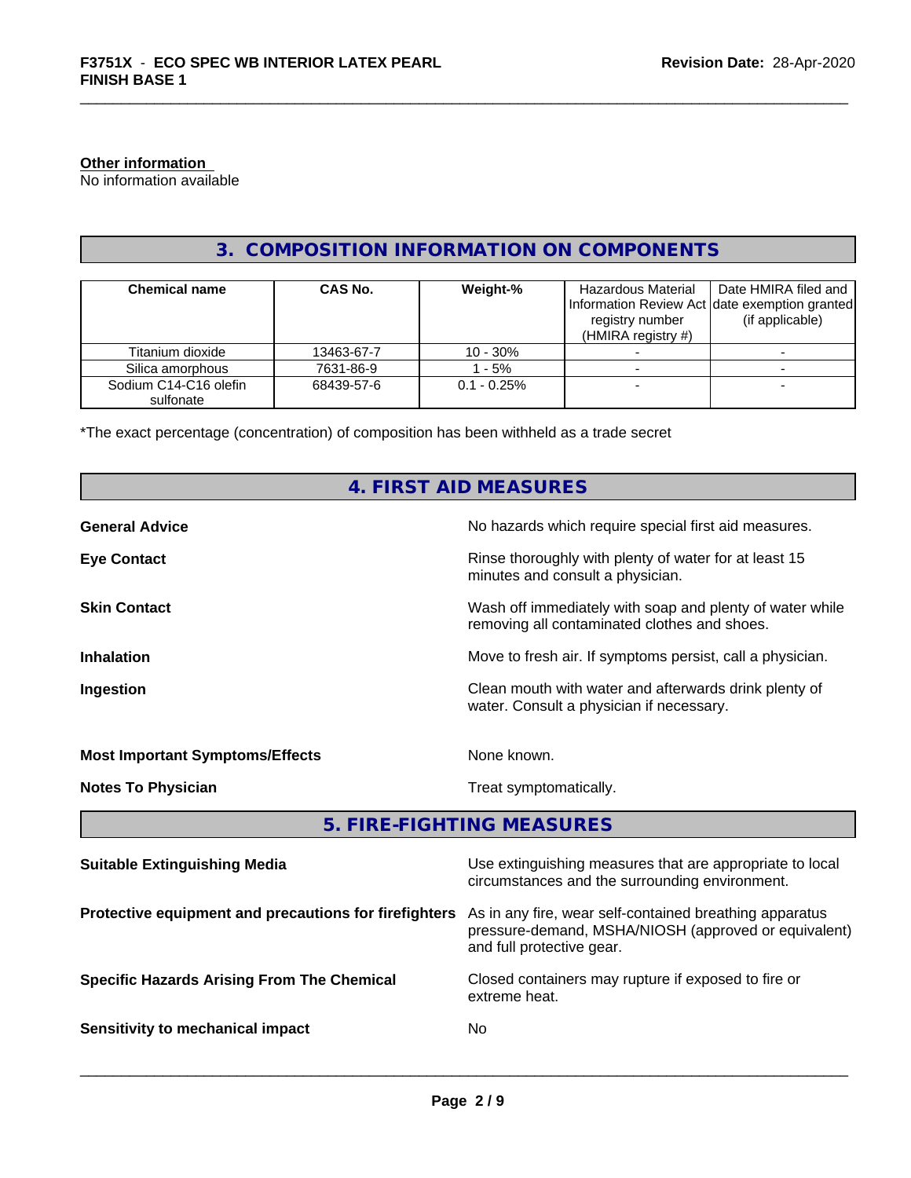**Other information**
No information available

## 3. COMPOSITION INFORMATION ON COMPONENTS

| Chemical name | CAS No. | Weight-% | Hazardous Material Information Review Act registry number (HMIRA registry #) | Date HMIRA filed and date exemption granted (if applicable) |
|---|---|---|---|---|
| Titanium dioxide | 13463-67-7 | 10 - 30% | - | - |
| Silica amorphous | 7631-86-9 | 1 - 5% | - | - |
| Sodium C14-C16 olefin sulfonate | 68439-57-6 | 0.1 - 0.25% | - | - |

*The exact percentage (concentration) of composition has been withheld as a trade secret

## 4. FIRST AID MEASURES

**General Advice**
No hazards which require special first aid measures.

**Eye Contact**
Rinse thoroughly with plenty of water for at least 15 minutes and consult a physician.

**Skin Contact**
Wash off immediately with soap and plenty of water while removing all contaminated clothes and shoes.

**Inhalation**
Move to fresh air. If symptoms persist, call a physician.

**Ingestion**
Clean mouth with water and afterwards drink plenty of water. Consult a physician if necessary.

**Most Important Symptoms/Effects**
None known.

**Notes To Physician**
Treat symptomatically.

## 5. FIRE-FIGHTING MEASURES

**Suitable Extinguishing Media**
Use extinguishing measures that are appropriate to local circumstances and the surrounding environment.

**Protective equipment and precautions for firefighters**
As in any fire, wear self-contained breathing apparatus pressure-demand, MSHA/NIOSH (approved or equivalent) and full protective gear.

**Specific Hazards Arising From The Chemical**
Closed containers may rupture if exposed to fire or extreme heat.

**Sensitivity to mechanical impact**
No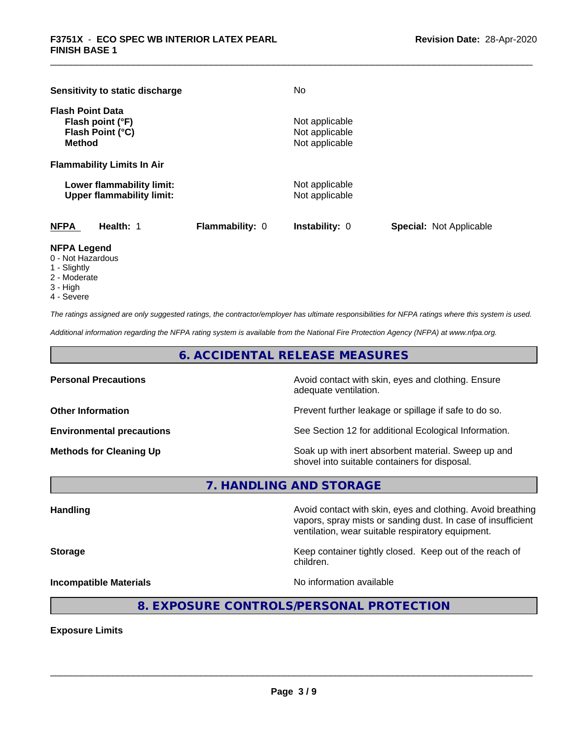**Sensitivity to static discharge** No

**Flash Point Data**

| | |
|---|---|
| **Flash point (°F)** | Not applicable |
| **Flash Point (°C)** | Not applicable |
| **Method** | Not applicable |

**Flammability Limits In Air**

| | |
|---|---|
| **Lower flammability limit:** | Not applicable |
| **Upper flammability limit:** | Not applicable |

| NFPA | Health: 1 | Flammability: 0 | Instability: 0 | Special: Not Applicable |
|---|---|---|---|---|

**NFPA Legend**
- 0 - Not Hazardous
- 1 - Slightly
- 2 - Moderate
- 3 - High
- 4 - Severe

*The ratings assigned are only suggested ratings, the contractor/employer has ultimate responsibilities for NFPA ratings where this system is used.*

*Additional information regarding the NFPA rating system is available from the National Fire Protection Agency (NFPA) at www.nfpa.org.*

## 6. ACCIDENTAL RELEASE MEASURES

| | |
|---|---|
| **Personal Precautions** | Avoid contact with skin, eyes and clothing. Ensure adequate ventilation. |
| **Other Information** | Prevent further leakage or spillage if safe to do so. |
| **Environmental precautions** | See Section 12 for additional Ecological Information. |
| **Methods for Cleaning Up** | Soak up with inert absorbent material. Sweep up and shovel into suitable containers for disposal. |

## 7. HANDLING AND STORAGE

| | |
|---|---|
| **Handling** | Avoid contact with skin, eyes and clothing. Avoid breathing vapors, spray mists or sanding dust. In case of insufficient ventilation, wear suitable respiratory equipment. |
| **Storage** | Keep container tightly closed. Keep out of the reach of children. |
| **Incompatible Materials** | No information available |

## 8. EXPOSURE CONTROLS/PERSONAL PROTECTION

**Exposure Limits**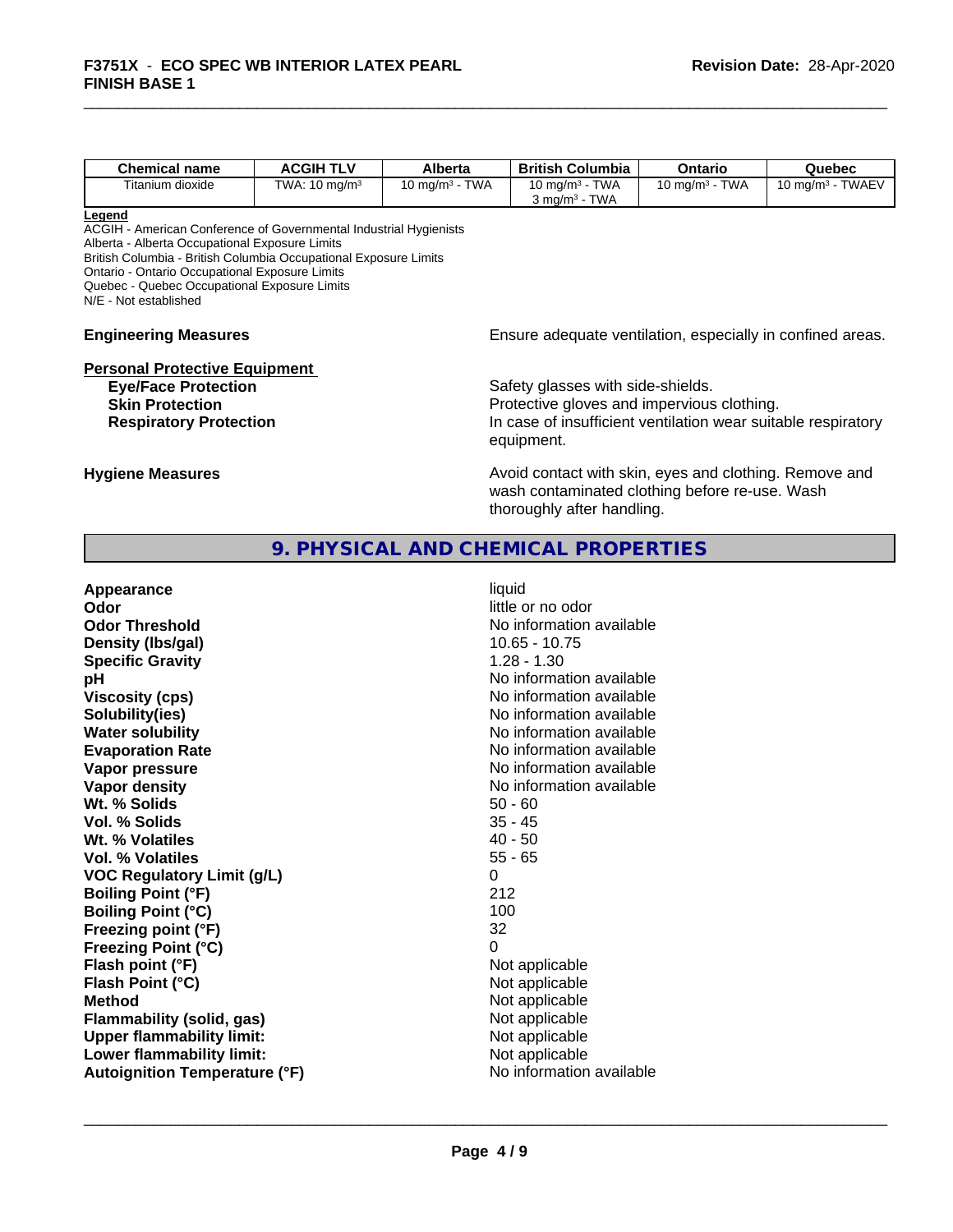| Chemical name | ACGIH TLV | Alberta | British Columbia | Ontario | Quebec |
|---|---|---|---|---|---|
| Titanium dioxide | TWA: 10 mg/m³ | 10 mg/m³ - TWA | 10 mg/m³ - TWA<br>3 mg/m³ - TWA | 10 mg/m³ - TWA | 10 mg/m³ - TWAEV |

**Legend**
ACGIH - American Conference of Governmental Industrial Hygienists
Alberta - Alberta Occupational Exposure Limits
British Columbia - British Columbia Occupational Exposure Limits
Ontario - Ontario Occupational Exposure Limits
Quebec - Quebec Occupational Exposure Limits
N/E - Not established

**Engineering Measures** Ensure adequate ventilation, especially in confined areas.

**Personal Protective Equipment**

**Eye/Face Protection** Safety glasses with side-shields.
**Skin Protection** Protective gloves and impervious clothing.
**Respiratory Protection** In case of insufficient ventilation wear suitable respiratory equipment.

**Hygiene Measures** Avoid contact with skin, eyes and clothing. Remove and wash contaminated clothing before re-use. Wash thoroughly after handling.

## 9. PHYSICAL AND CHEMICAL PROPERTIES

| | |
|---|---|
| **Appearance** | liquid |
| **Odor** | little or no odor |
| **Odor Threshold** | No information available |
| **Density (lbs/gal)** | 10.65 - 10.75 |
| **Specific Gravity** | 1.28 - 1.30 |
| **pH** | No information available |
| **Viscosity (cps)** | No information available |
| **Solubility(ies)** | No information available |
| **Water solubility** | No information available |
| **Evaporation Rate** | No information available |
| **Vapor pressure** | No information available |
| **Vapor density** | No information available |
| **Wt. % Solids** | 50 - 60 |
| **Vol. % Solids** | 35 - 45 |
| **Wt. % Volatiles** | 40 - 50 |
| **Vol. % Volatiles** | 55 - 65 |
| **VOC Regulatory Limit (g/L)** | 0 |
| **Boiling Point (°F)** | 212 |
| **Boiling Point (°C)** | 100 |
| **Freezing point (°F)** | 32 |
| **Freezing Point (°C)** | 0 |
| **Flash point (°F)** | Not applicable |
| **Flash Point (°C)** | Not applicable |
| **Method** | Not applicable |
| **Flammability (solid, gas)** | Not applicable |
| **Upper flammability limit:** | Not applicable |
| **Lower flammability limit:** | Not applicable |
| **Autoignition Temperature (°F)** | No information available |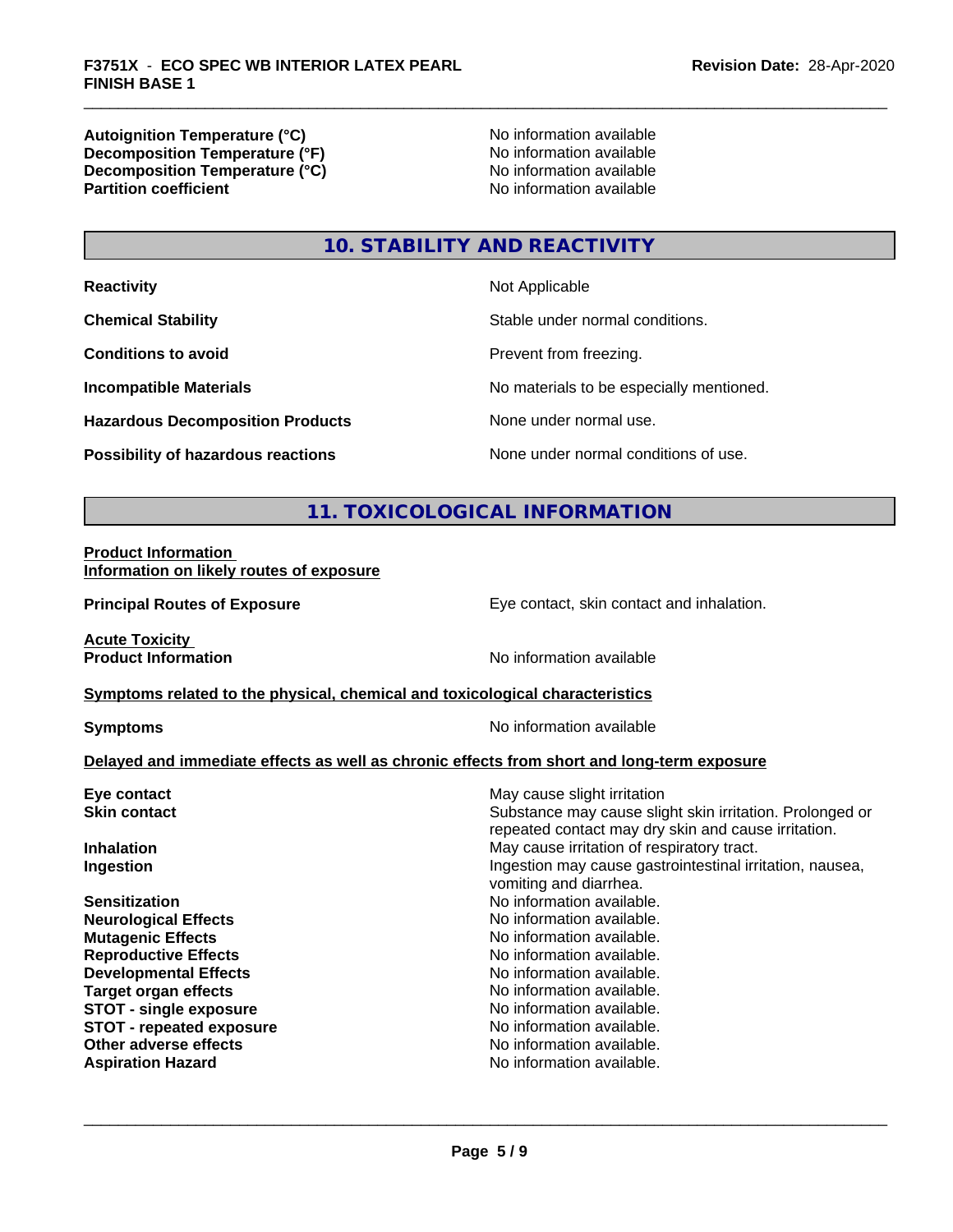| | |
|---|---|
| **Autoignition Temperature (°C)** | No information available |
| **Decomposition Temperature (°F)** | No information available |
| **Decomposition Temperature (°C)** | No information available |
| **Partition coefficient** | No information available |

## 10. STABILITY AND REACTIVITY

| | |
|---|---|
| **Reactivity** | Not Applicable |
| **Chemical Stability** | Stable under normal conditions. |
| **Conditions to avoid** | Prevent from freezing. |
| **Incompatible Materials** | No materials to be especially mentioned. |
| **Hazardous Decomposition Products** | None under normal use. |
| **Possibility of hazardous reactions** | None under normal conditions of use. |

## 11. TOXICOLOGICAL INFORMATION

**Product Information**
**Information on likely routes of exposure**

| | |
|---|---|
| **Principal Routes of Exposure** | Eye contact, skin contact and inhalation. |

**Acute Toxicity**

| | |
|---|---|
| **Product Information** | No information available |

**Symptoms related to the physical, chemical and toxicological characteristics**

| | |
|---|---|
| **Symptoms** | No information available |

**Delayed and immediate effects as well as chronic effects from short and long-term exposure**

| | |
|---|---|
| **Eye contact** | May cause slight irritation |
| **Skin contact** | Substance may cause slight skin irritation. Prolonged or repeated contact may dry skin and cause irritation. |
| **Inhalation** | May cause irritation of respiratory tract. |
| **Ingestion** | Ingestion may cause gastrointestinal irritation, nausea, vomiting and diarrhea. |
| **Sensitization** | No information available. |
| **Neurological Effects** | No information available. |
| **Mutagenic Effects** | No information available. |
| **Reproductive Effects** | No information available. |
| **Developmental Effects** | No information available. |
| **Target organ effects** | No information available. |
| **STOT - single exposure** | No information available. |
| **STOT - repeated exposure** | No information available. |
| **Other adverse effects** | No information available. |
| **Aspiration Hazard** | No information available. |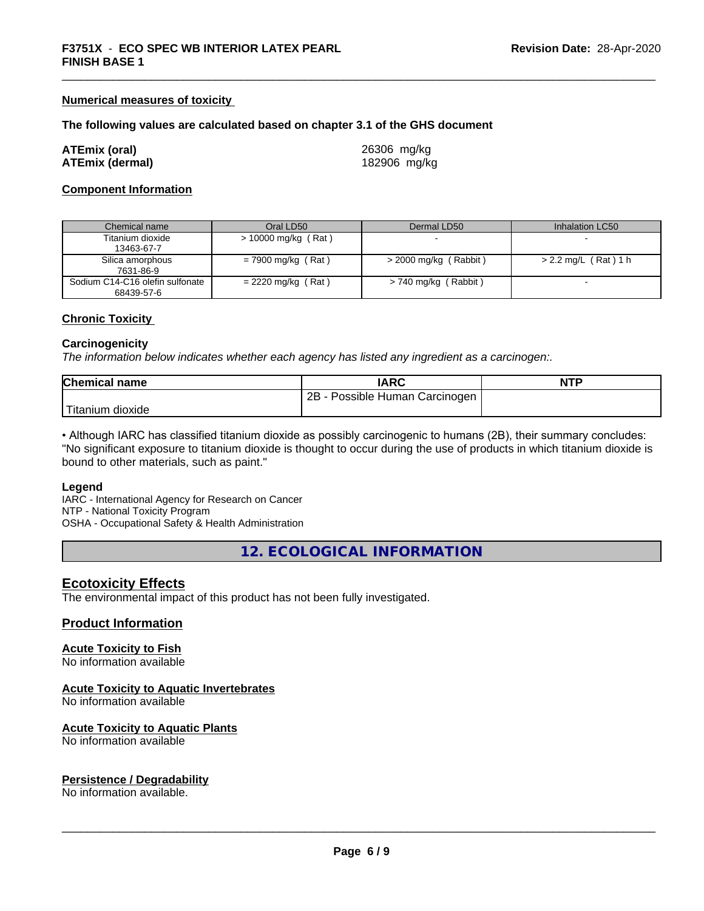#### Numerical measures of toxicity

**The following values are calculated based on chapter 3.1 of the GHS document**

**ATEmix (oral)** 26306 mg/kg
**ATEmix (dermal)** 182906 mg/kg

#### Component Information

| Chemical name | Oral LD50 | Dermal LD50 | Inhalation LC50 |
|---|---|---|---|
| Titanium dioxide<br>13463-67-7 | > 10000 mg/kg ( Rat ) | - | - |
| Silica amorphous<br>7631-86-9 | = 7900 mg/kg ( Rat ) | > 2000 mg/kg ( Rabbit ) | > 2.2 mg/L ( Rat ) 1 h |
| Sodium C14-C16 olefin sulfonate<br>68439-57-6 | = 2220 mg/kg ( Rat ) | > 740 mg/kg ( Rabbit ) | - |

#### Chronic Toxicity

**Carcinogenicity**

*The information below indicates whether each agency has listed any ingredient as a carcinogen:.*

| Chemical name | IARC | NTP |
|---|---|---|
| Titanium dioxide | 2B - Possible Human Carcinogen | |

• Although IARC has classified titanium dioxide as possibly carcinogenic to humans (2B), their summary concludes: "No significant exposure to titanium dioxide is thought to occur during the use of products in which titanium dioxide is bound to other materials, such as paint."

**Legend**

IARC - International Agency for Research on Cancer
NTP - National Toxicity Program
OSHA - Occupational Safety & Health Administration

## 12. ECOLOGICAL INFORMATION

### Ecotoxicity Effects

The environmental impact of this product has not been fully investigated.

### Product Information

#### Acute Toxicity to Fish

No information available

#### Acute Toxicity to Aquatic Invertebrates

No information available

#### Acute Toxicity to Aquatic Plants

No information available

#### Persistence / Degradability

No information available.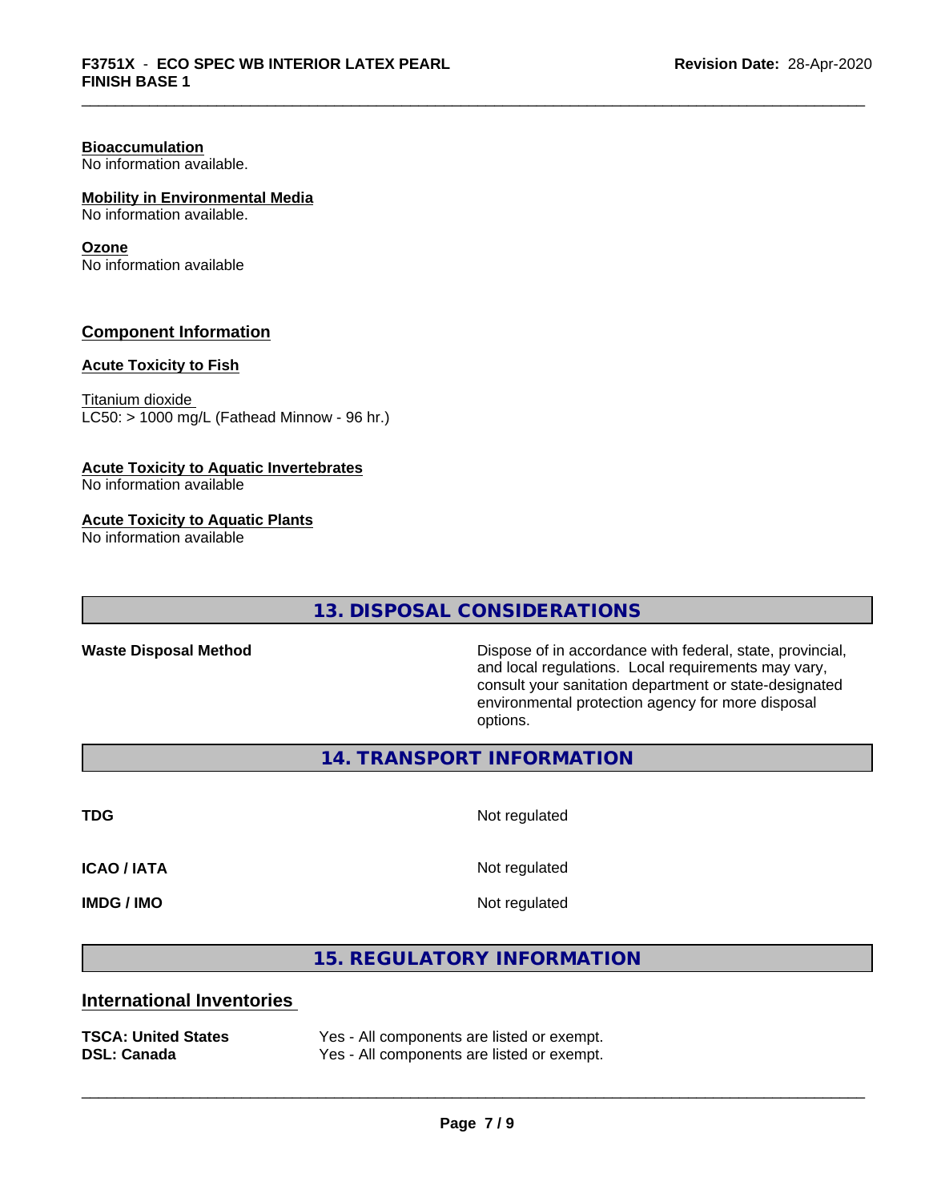#### Bioaccumulation
No information available.

#### Mobility in Environmental Media
No information available.

#### Ozone
No information available

### Component Information

#### Acute Toxicity to Fish

Titanium dioxide
LC50: > 1000 mg/L (Fathead Minnow - 96 hr.)

#### Acute Toxicity to Aquatic Invertebrates
No information available

#### Acute Toxicity to Aquatic Plants
No information available

## 13. DISPOSAL CONSIDERATIONS

| | |
|---|---|
| **Waste Disposal Method** | Dispose of in accordance with federal, state, provincial, and local regulations. Local requirements may vary, consult your sanitation department or state-designated environmental protection agency for more disposal options. |

## 14. TRANSPORT INFORMATION

| | |
|---|---|
| **TDG** | Not regulated |
| **ICAO / IATA** | Not regulated |
| **IMDG / IMO** | Not regulated |

## 15. REGULATORY INFORMATION

### International Inventories

| | |
|---|---|
| **TSCA: United States** | Yes - All components are listed or exempt. |
| **DSL: Canada** | Yes - All components are listed or exempt. |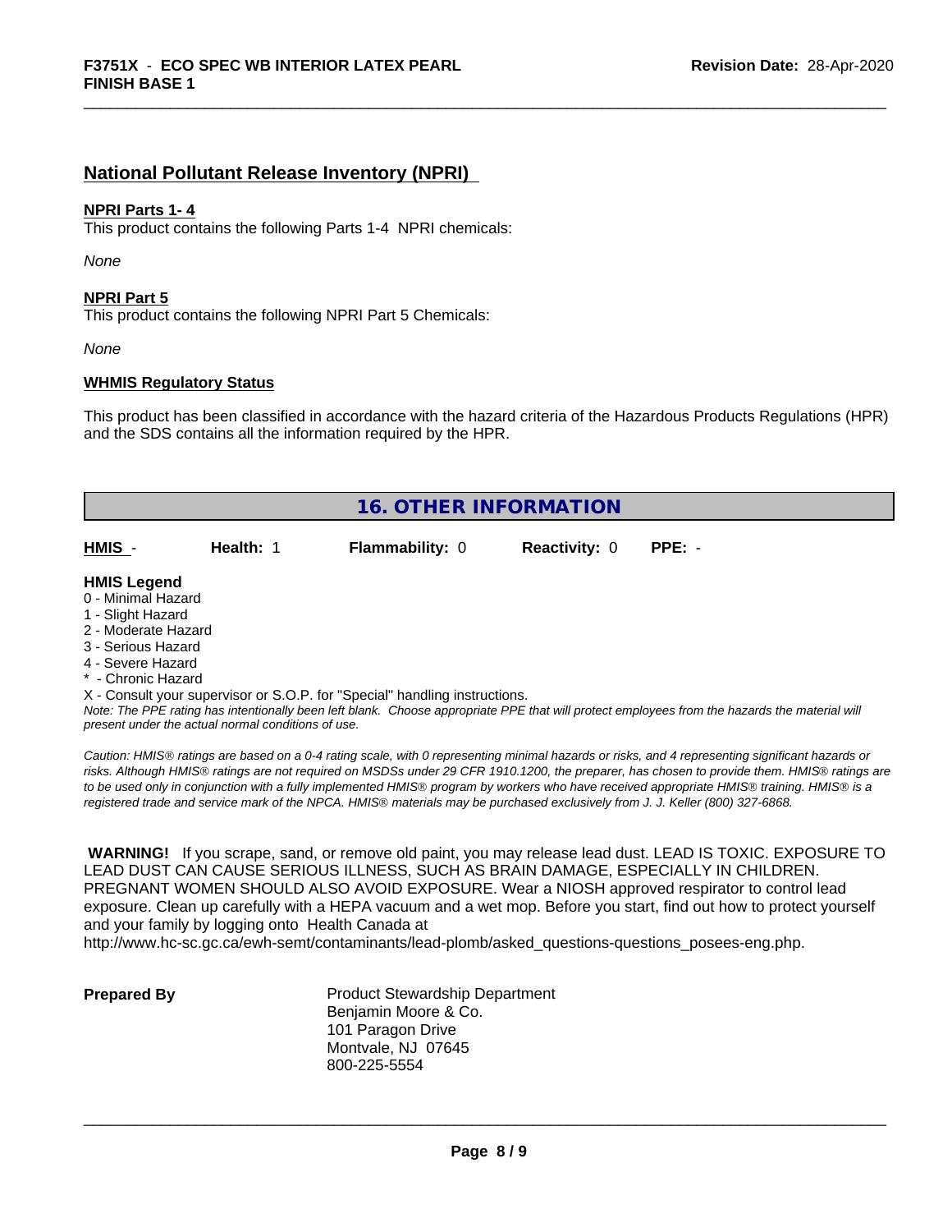## National Pollutant Release Inventory (NPRI)

**NPRI Parts 1- 4**

This product contains the following Parts 1-4 NPRI chemicals:

*None*

**NPRI Part 5**

This product contains the following NPRI Part 5 Chemicals:

*None*

**WHMIS Regulatory Status**

This product has been classified in accordance with the hazard criteria of the Hazardous Products Regulations (HPR) and the SDS contains all the information required by the HPR.

## 16. OTHER INFORMATION

| **HMIS** - | **Health:** 1 | **Flammability:** 0 | **Reactivity:** 0 | **PPE:** - |
|---|---|---|---|---|

**HMIS Legend**

0 - Minimal Hazard
1 - Slight Hazard
2 - Moderate Hazard
3 - Serious Hazard
4 - Severe Hazard
* - Chronic Hazard
X - Consult your supervisor or S.O.P. for "Special" handling instructions.

*Note: The PPE rating has intentionally been left blank. Choose appropriate PPE that will protect employees from the hazards the material will present under the actual normal conditions of use.*

*Caution: HMIS® ratings are based on a 0-4 rating scale, with 0 representing minimal hazards or risks, and 4 representing significant hazards or risks. Although HMIS® ratings are not required on MSDSs under 29 CFR 1910.1200, the preparer, has chosen to provide them. HMIS® ratings are to be used only in conjunction with a fully implemented HMIS® program by workers who have received appropriate HMIS® training. HMIS® is a registered trade and service mark of the NPCA. HMIS® materials may be purchased exclusively from J. J. Keller (800) 327-6868.*

**WARNING!** If you scrape, sand, or remove old paint, you may release lead dust. LEAD IS TOXIC. EXPOSURE TO LEAD DUST CAN CAUSE SERIOUS ILLNESS, SUCH AS BRAIN DAMAGE, ESPECIALLY IN CHILDREN. PREGNANT WOMEN SHOULD ALSO AVOID EXPOSURE. Wear a NIOSH approved respirator to control lead exposure. Clean up carefully with a HEPA vacuum and a wet mop. Before you start, find out how to protect yourself and your family by logging onto Health Canada at http://www.hc-sc.gc.ca/ewh-semt/contaminants/lead-plomb/asked_questions-questions_posees-eng.php.

**Prepared By**

Product Stewardship Department
Benjamin Moore & Co.
101 Paragon Drive
Montvale, NJ 07645
800-225-5554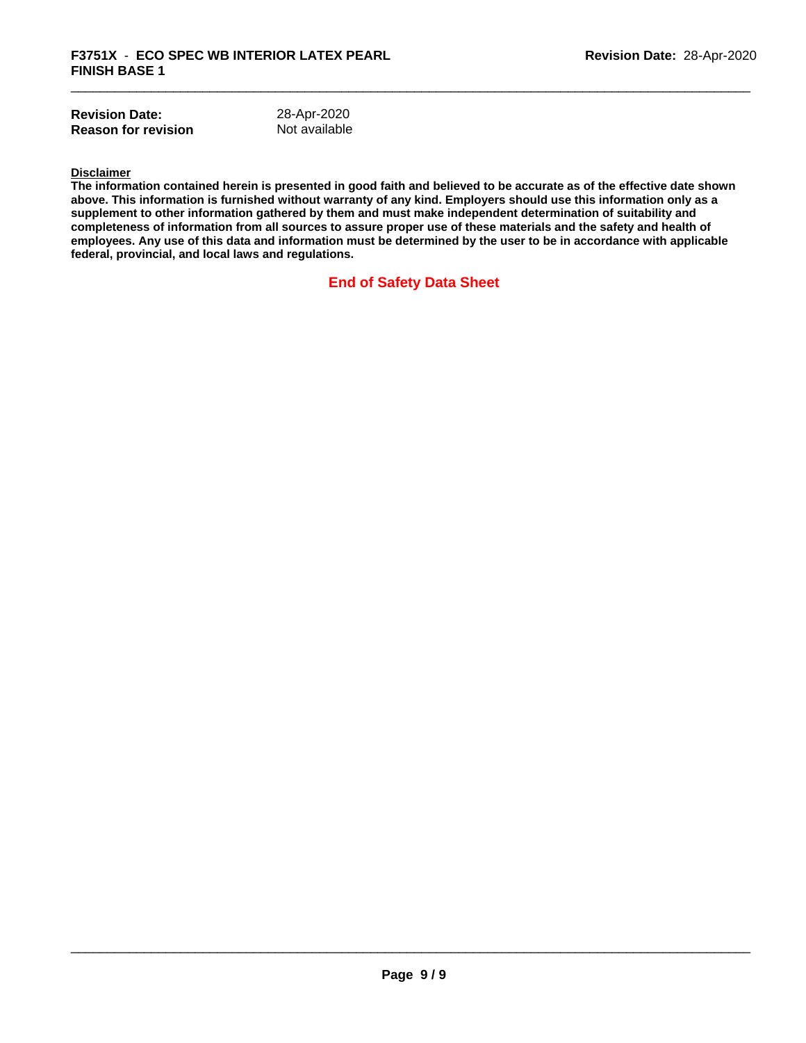| | |
|---|---|
| **Revision Date:** | 28-Apr-2020 |
| **Reason for revision** | Not available |

**Disclaimer**

**The information contained herein is presented in good faith and believed to be accurate as of the effective date shown above. This information is furnished without warranty of any kind. Employers should use this information only as a supplement to other information gathered by them and must make independent determination of suitability and completeness of information from all sources to assure proper use of these materials and the safety and health of employees. Any use of this data and information must be determined by the user to be in accordance with applicable federal, provincial, and local laws and regulations.**

**End of Safety Data Sheet**